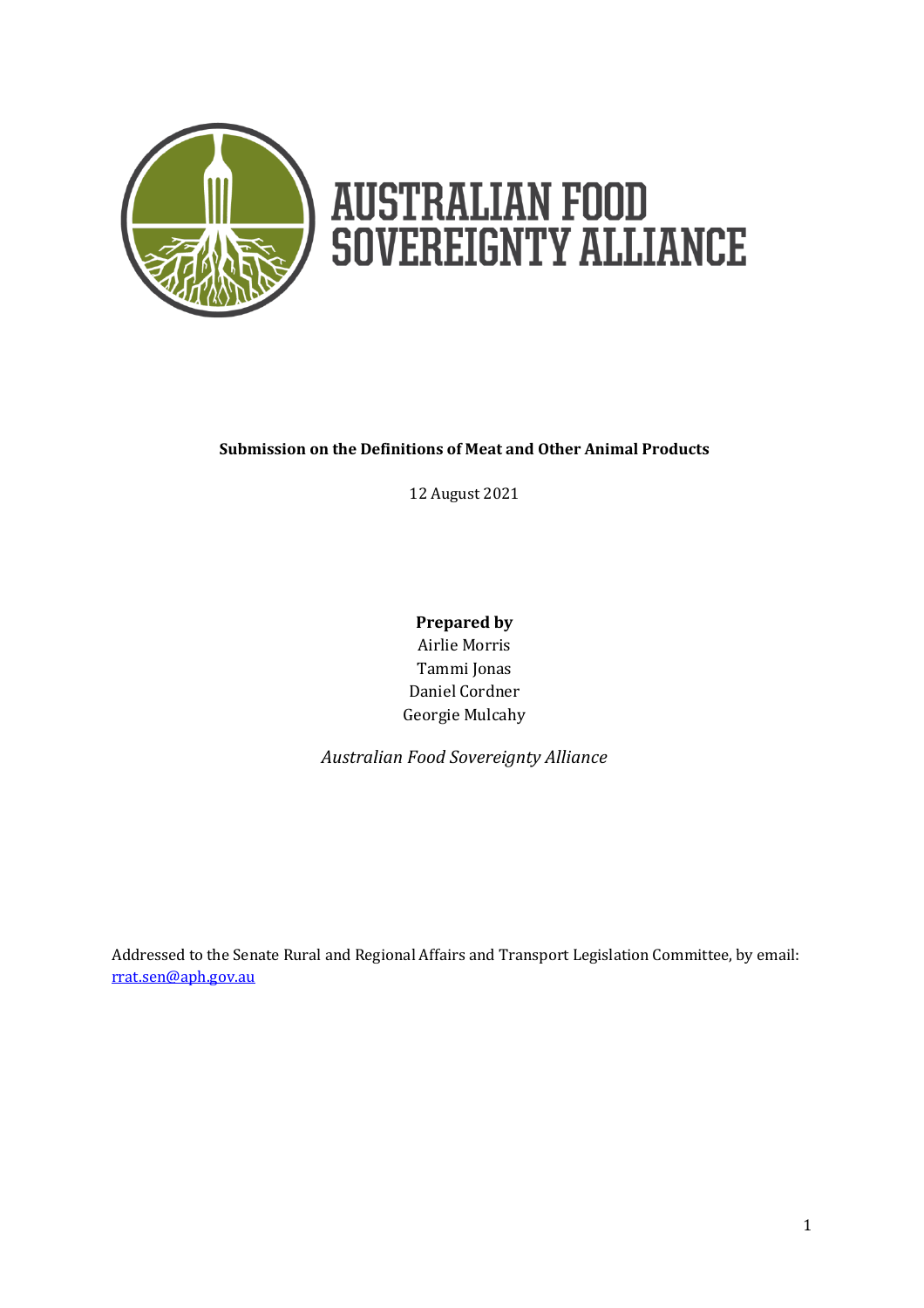AUSTRALIAN FOOD SOVEREIGNTY ALLIANCE

**Submission on the Definitions of Meat and Other Animal Products**

12 August 2021

**Prepared by**

Airlie Morris

Tammi Jonas

Daniel Cordner

Georgie Mulcahy

*Australian Food Sovereignty Alliance*

Addressed to the Senate Rural and Regional Affairs and Transport Legislation Committee, by email: [rrat.sen@aph.gov.au](mailto:rrat.sen@aph.gov.au)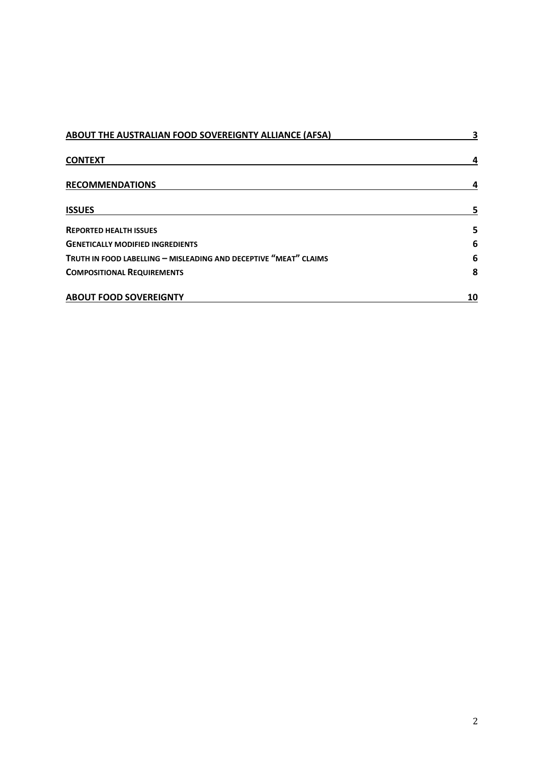| | |
|---|---|
| **ABOUT THE AUSTRALIAN FOOD SOVEREIGNTY ALLIANCE (AFSA)** | **3** |
| **CONTEXT** | **4** |
| **RECOMMENDATIONS** | **4** |
| **ISSUES** | **5** |
| **REPORTED HEALTH ISSUES** | **5** |
| **GENETICALLY MODIFIED INGREDIENTS** | **6** |
| **TRUTH IN FOOD LABELLING – MISLEADING AND DECEPTIVE "MEAT" CLAIMS** | **6** |
| **COMPOSITIONAL REQUIREMENTS** | **8** |
| **ABOUT FOOD SOVEREIGNTY** | **10** |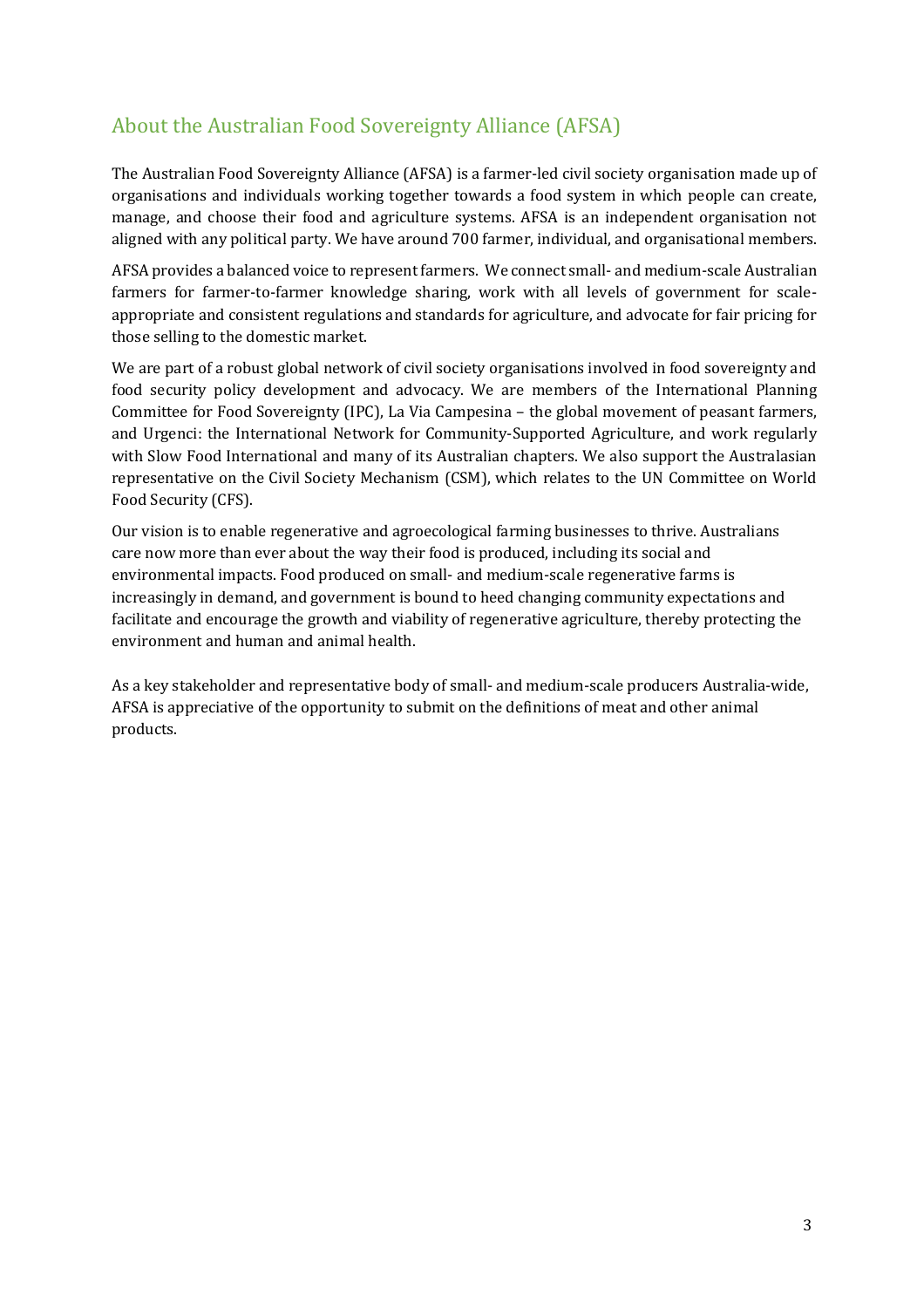## About the Australian Food Sovereignty Alliance (AFSA)

The Australian Food Sovereignty Alliance (AFSA) is a farmer-led civil society organisation made up of organisations and individuals working together towards a food system in which people can create, manage, and choose their food and agriculture systems. AFSA is an independent organisation not aligned with any political party. We have around 700 farmer, individual, and organisational members.

AFSA provides a balanced voice to represent farmers. We connect small- and medium-scale Australian farmers for farmer-to-farmer knowledge sharing, work with all levels of government for scale-appropriate and consistent regulations and standards for agriculture, and advocate for fair pricing for those selling to the domestic market.

We are part of a robust global network of civil society organisations involved in food sovereignty and food security policy development and advocacy. We are members of the International Planning Committee for Food Sovereignty (IPC), La Via Campesina – the global movement of peasant farmers, and Urgenci: the International Network for Community-Supported Agriculture, and work regularly with Slow Food International and many of its Australian chapters. We also support the Australasian representative on the Civil Society Mechanism (CSM), which relates to the UN Committee on World Food Security (CFS).

Our vision is to enable regenerative and agroecological farming businesses to thrive. Australians care now more than ever about the way their food is produced, including its social and environmental impacts. Food produced on small- and medium-scale regenerative farms is increasingly in demand, and government is bound to heed changing community expectations and facilitate and encourage the growth and viability of regenerative agriculture, thereby protecting the environment and human and animal health.

As a key stakeholder and representative body of small- and medium-scale producers Australia-wide, AFSA is appreciative of the opportunity to submit on the definitions of meat and other animal products.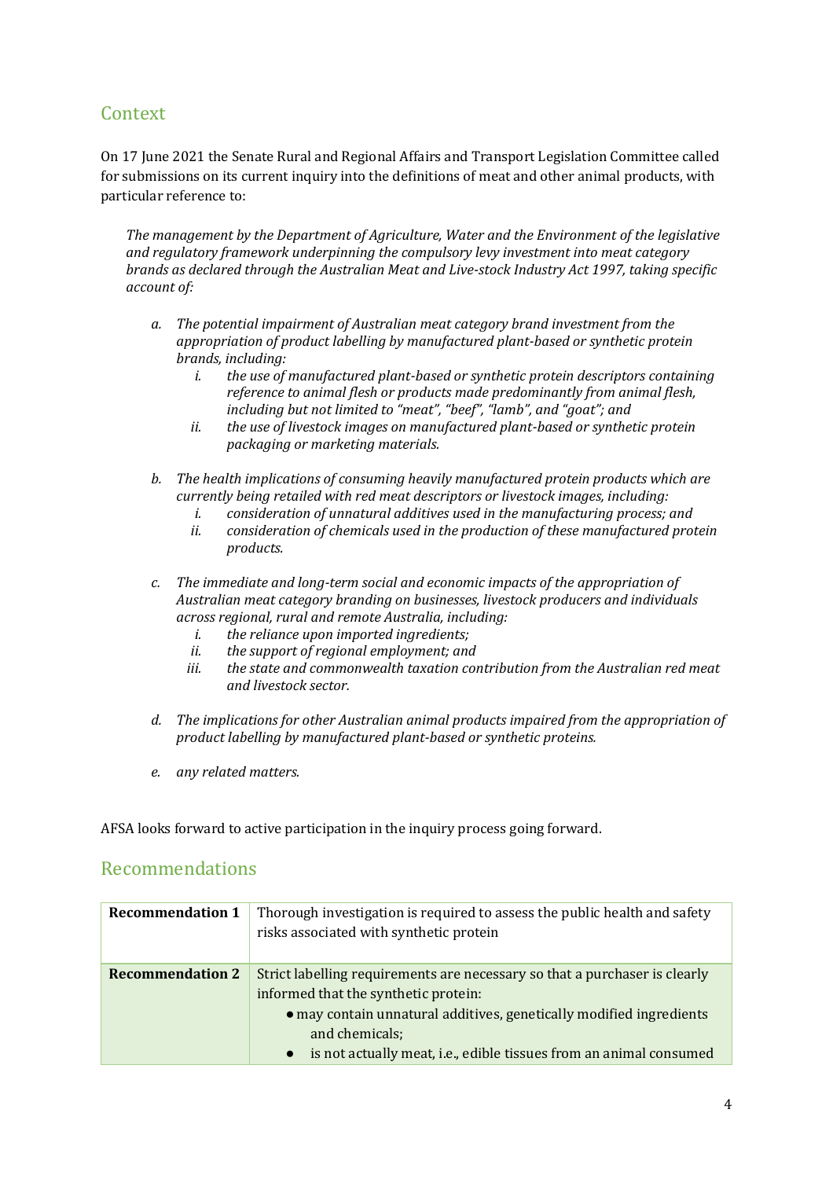## Context

On 17 June 2021 the Senate Rural and Regional Affairs and Transport Legislation Committee called for submissions on its current inquiry into the definitions of meat and other animal products, with particular reference to:

*The management by the Department of Agriculture, Water and the Environment of the legislative and regulatory framework underpinning the compulsory levy investment into meat category brands as declared through the Australian Meat and Live-stock Industry Act 1997, taking specific account of:*

*a. The potential impairment of Australian meat category brand investment from the appropriation of product labelling by manufactured plant-based or synthetic protein brands, including:*
   *i. the use of manufactured plant-based or synthetic protein descriptors containing reference to animal flesh or products made predominantly from animal flesh, including but not limited to "meat", "beef", "lamb", and "goat"; and*
   *ii. the use of livestock images on manufactured plant-based or synthetic protein packaging or marketing materials.*

*b. The health implications of consuming heavily manufactured protein products which are currently being retailed with red meat descriptors or livestock images, including:*
   *i. consideration of unnatural additives used in the manufacturing process; and*
   *ii. consideration of chemicals used in the production of these manufactured protein products.*

*c. The immediate and long-term social and economic impacts of the appropriation of Australian meat category branding on businesses, livestock producers and individuals across regional, rural and remote Australia, including:*
   *i. the reliance upon imported ingredients;*
   *ii. the support of regional employment; and*
   *iii. the state and commonwealth taxation contribution from the Australian red meat and livestock sector.*

*d. The implications for other Australian animal products impaired from the appropriation of product labelling by manufactured plant-based or synthetic proteins.*

*e. any related matters.*

AFSA looks forward to active participation in the inquiry process going forward.

## Recommendations

| | |
|---|---|
| **Recommendation 1** | Thorough investigation is required to assess the public health and safety risks associated with synthetic protein |
| **Recommendation 2** | Strict labelling requirements are necessary so that a purchaser is clearly informed that the synthetic protein:<br>• may contain unnatural additives, genetically modified ingredients and chemicals;<br>• is not actually meat, i.e., edible tissues from an animal consumed |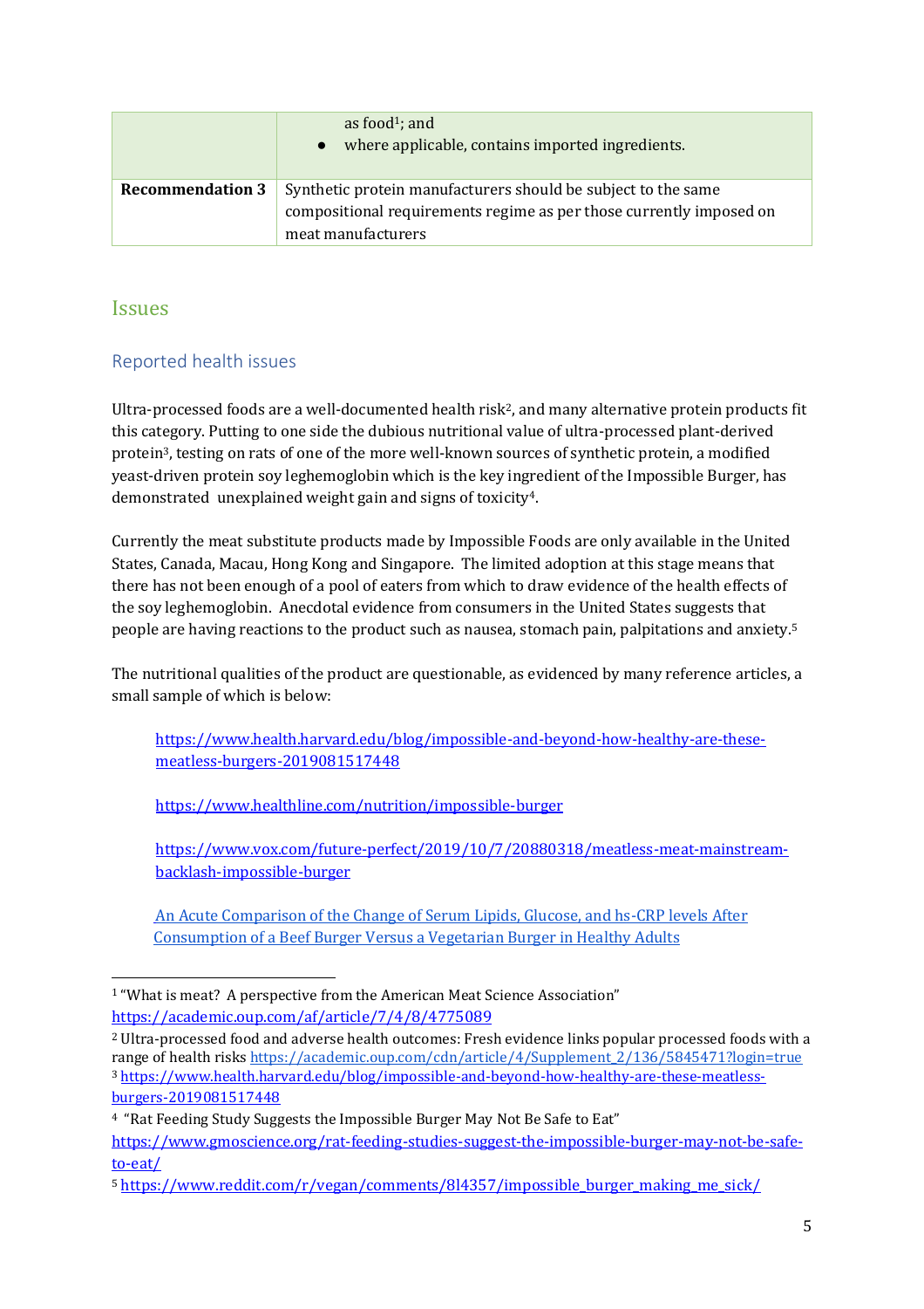| | |
|---|---|
| | as food[1]; and<br>● where applicable, contains imported ingredients. |
| **Recommendation 3** | Synthetic protein manufacturers should be subject to the same compositional requirements regime as per those currently imposed on meat manufacturers |

## Issues

### Reported health issues

Ultra-processed foods are a well-documented health risk[2], and many alternative protein products fit this category. Putting to one side the dubious nutritional value of ultra-processed plant-derived protein[3], testing on rats of one of the more well-known sources of synthetic protein, a modified yeast-driven protein soy leghemoglobin which is the key ingredient of the Impossible Burger, has demonstrated unexplained weight gain and signs of toxicity[4].

Currently the meat substitute products made by Impossible Foods are only available in the United States, Canada, Macau, Hong Kong and Singapore. The limited adoption at this stage means that there has not been enough of a pool of eaters from which to draw evidence of the health effects of the soy leghemoglobin. Anecdotal evidence from consumers in the United States suggests that people are having reactions to the product such as nausea, stomach pain, palpitations and anxiety.[5]

The nutritional qualities of the product are questionable, as evidenced by many reference articles, a small sample of which is below:

> https://www.health.harvard.edu/blog/impossible-and-beyond-how-healthy-are-these-meatless-burgers-2019081517448
>
> https://www.healthline.com/nutrition/impossible-burger
>
> https://www.vox.com/future-perfect/2019/10/7/20880318/meatless-meat-mainstream-backlash-impossible-burger
>
> An Acute Comparison of the Change of Serum Lipids, Glucose, and hs-CRP levels After Consumption of a Beef Burger Versus a Vegetarian Burger in Healthy Adults

---

[1] "What is meat? A perspective from the American Meat Science Association" https://academic.oup.com/af/article/7/4/8/4775089

[2] Ultra-processed food and adverse health outcomes: Fresh evidence links popular processed foods with a range of health risks https://academic.oup.com/cdn/article/4/Supplement_2/136/5845471?login=true

[3] https://www.health.harvard.edu/blog/impossible-and-beyond-how-healthy-are-these-meatless-burgers-2019081517448

[4] "Rat Feeding Study Suggests the Impossible Burger May Not Be Safe to Eat" https://www.gmoscience.org/rat-feeding-studies-suggest-the-impossible-burger-may-not-be-safe-to-eat/

[5] https://www.reddit.com/r/vegan/comments/8l4357/impossible_burger_making_me_sick/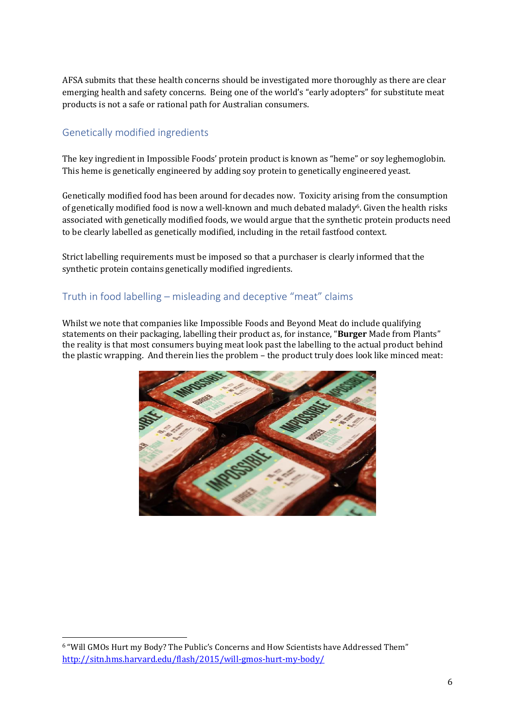AFSA submits that these health concerns should be investigated more thoroughly as there are clear emerging health and safety concerns. Being one of the world's "early adopters" for substitute meat products is not a safe or rational path for Australian consumers.

## Genetically modified ingredients

The key ingredient in Impossible Foods' protein product is known as "heme" or soy leghemoglobin. This heme is genetically engineered by adding soy protein to genetically engineered yeast.

Genetically modified food has been around for decades now. Toxicity arising from the consumption of genetically modified food is now a well-known and much debated malady[6]. Given the health risks associated with genetically modified foods, we would argue that the synthetic protein products need to be clearly labelled as genetically modified, including in the retail fastfood context.

Strict labelling requirements must be imposed so that a purchaser is clearly informed that the synthetic protein contains genetically modified ingredients.

## Truth in food labelling – misleading and deceptive "meat" claims

Whilst we note that companies like Impossible Foods and Beyond Meat do include qualifying statements on their packaging, labelling their product as, for instance, "**Burger** Made from Plants" the reality is that most consumers buying meat look past the labelling to the actual product behind the plastic wrapping. And therein lies the problem – the product truly does look like minced meat:

---

[6] "Will GMOs Hurt my Body? The Public's Concerns and How Scientists have Addressed Them" http://sitn.hms.harvard.edu/flash/2015/will-gmos-hurt-my-body/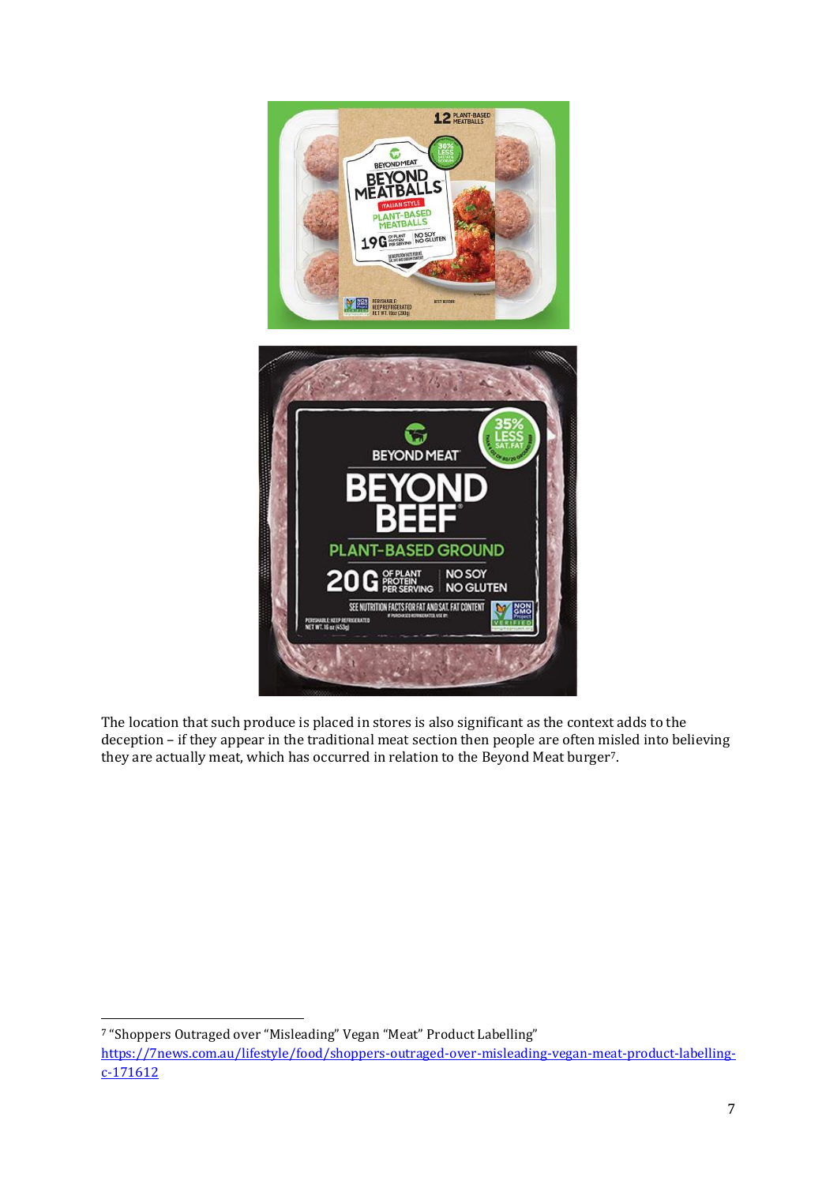The location that such produce is placed in stores is also significant as the context adds to the deception – if they appear in the traditional meat section then people are often misled into believing they are actually meat, which has occurred in relation to the Beyond Meat burger[7].

---

[7] "Shoppers Outraged over "Misleading" Vegan "Meat" Product Labelling" https://7news.com.au/lifestyle/food/shoppers-outraged-over-misleading-vegan-meat-product-labelling-c-171612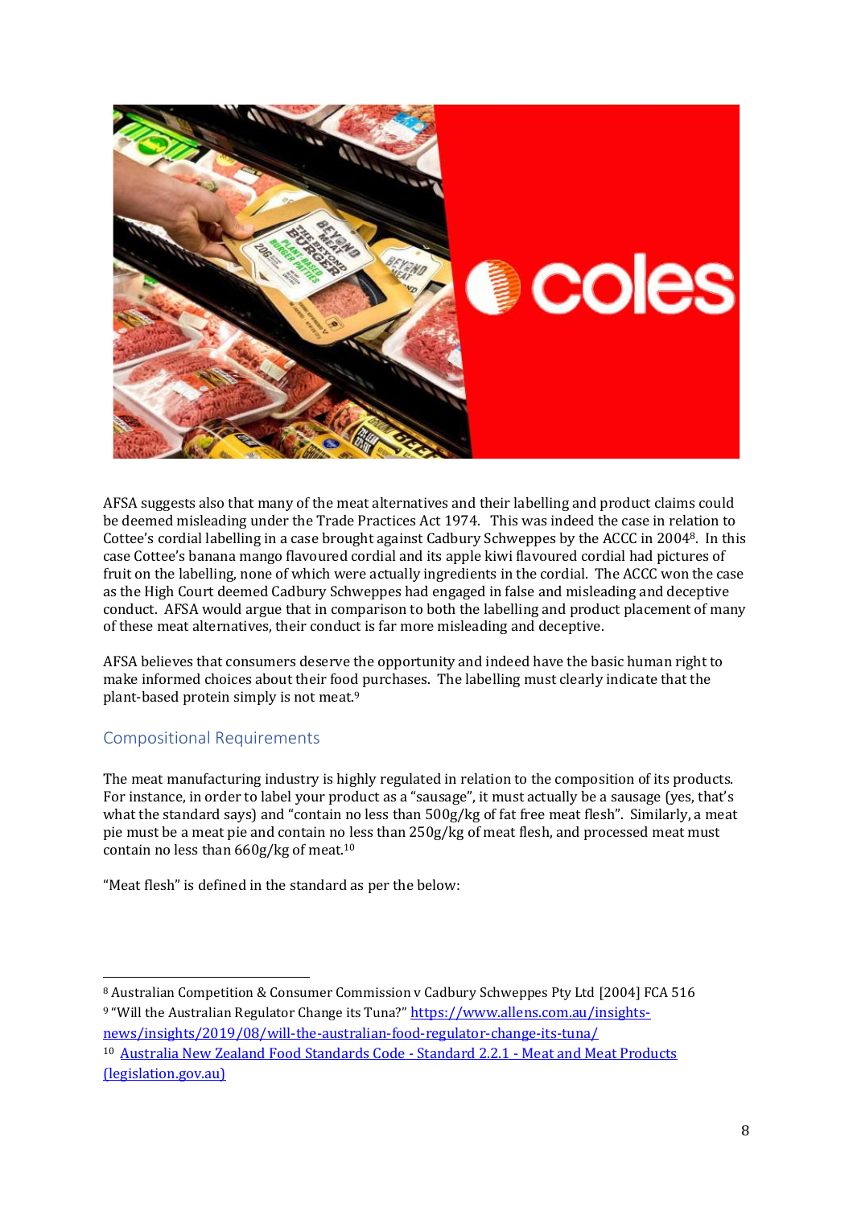AFSA suggests also that many of the meat alternatives and their labelling and product claims could be deemed misleading under the Trade Practices Act 1974. This was indeed the case in relation to Cottee's cordial labelling in a case brought against Cadbury Schweppes by the ACCC in 2004[8]. In this case Cottee's banana mango flavoured cordial and its apple kiwi flavoured cordial had pictures of fruit on the labelling, none of which were actually ingredients in the cordial. The ACCC won the case as the High Court deemed Cadbury Schweppes had engaged in false and misleading and deceptive conduct. AFSA would argue that in comparison to both the labelling and product placement of many of these meat alternatives, their conduct is far more misleading and deceptive.

AFSA believes that consumers deserve the opportunity and indeed have the basic human right to make informed choices about their food purchases. The labelling must clearly indicate that the plant-based protein simply is not meat.[9]

## Compositional Requirements

The meat manufacturing industry is highly regulated in relation to the composition of its products. For instance, in order to label your product as a "sausage", it must actually be a sausage (yes, that's what the standard says) and "contain no less than 500g/kg of fat free meat flesh". Similarly, a meat pie must be a meat pie and contain no less than 250g/kg of meat flesh, and processed meat must contain no less than 660g/kg of meat.[10]

"Meat flesh" is defined in the standard as per the below:

---

[8] Australian Competition & Consumer Commission v Cadbury Schweppes Pty Ltd [2004] FCA 516

[9] "Will the Australian Regulator Change its Tuna?" https://www.allens.com.au/insights-news/insights/2019/08/will-the-australian-food-regulator-change-its-tuna/

[10] Australia New Zealand Food Standards Code - Standard 2.2.1 - Meat and Meat Products (legislation.gov.au)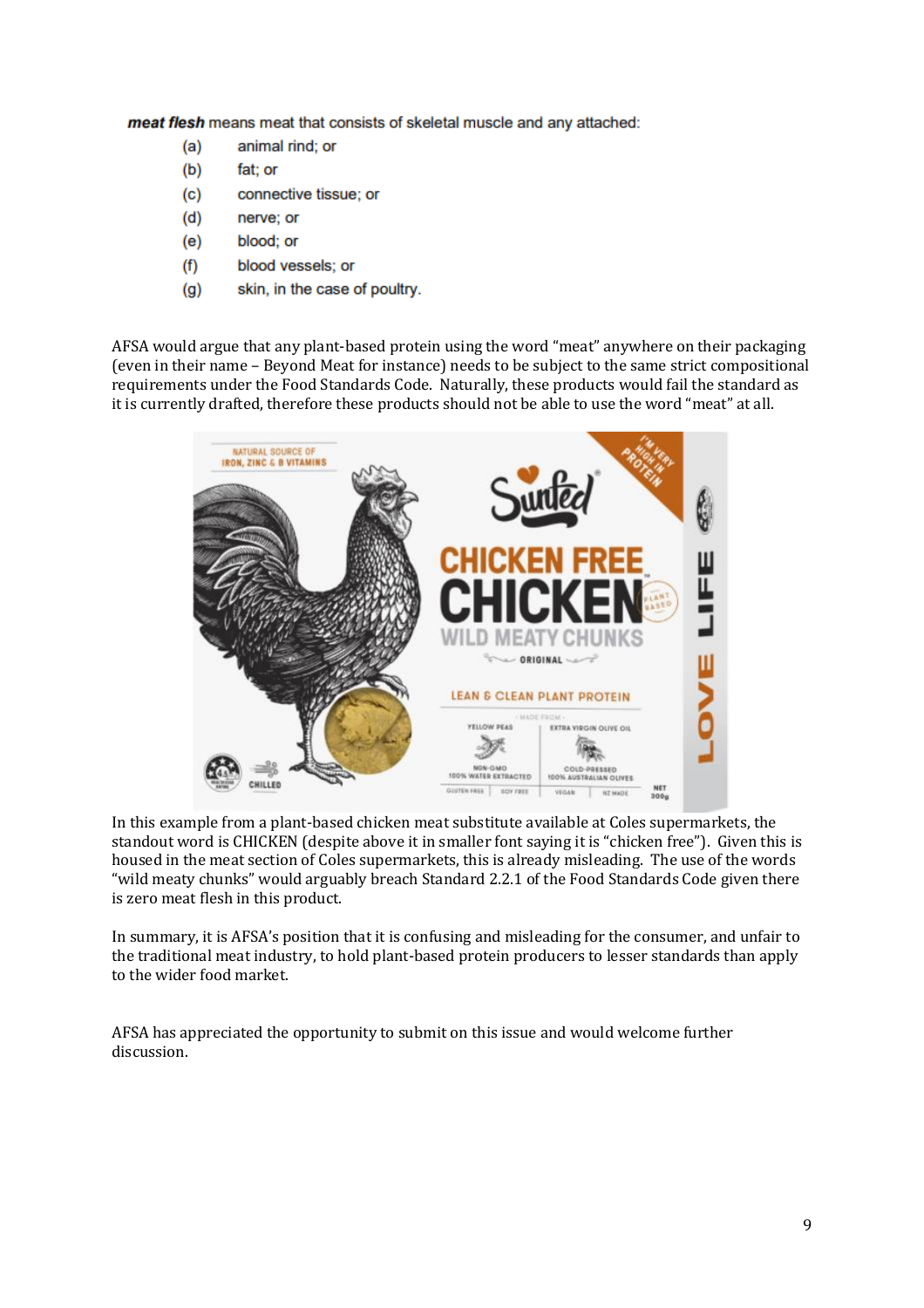***meat flesh*** means meat that consists of skeletal muscle and any attached:

(a) animal rind; or

(b) fat; or

(c) connective tissue; or

(d) nerve; or

(e) blood; or

(f) blood vessels; or

(g) skin, in the case of poultry.

AFSA would argue that any plant-based protein using the word "meat" anywhere on their packaging (even in their name – Beyond Meat for instance) needs to be subject to the same strict compositional requirements under the Food Standards Code. Naturally, these products would fail the standard as it is currently drafted, therefore these products should not be able to use the word "meat" at all.

In this example from a plant-based chicken meat substitute available at Coles supermarkets, the standout word is CHICKEN (despite above it in smaller font saying it is "chicken free"). Given this is housed in the meat section of Coles supermarkets, this is already misleading. The use of the words "wild meaty chunks" would arguably breach Standard 2.2.1 of the Food Standards Code given there is zero meat flesh in this product.

In summary, it is AFSA's position that it is confusing and misleading for the consumer, and unfair to the traditional meat industry, to hold plant-based protein producers to lesser standards than apply to the wider food market.

AFSA has appreciated the opportunity to submit on this issue and would welcome further discussion.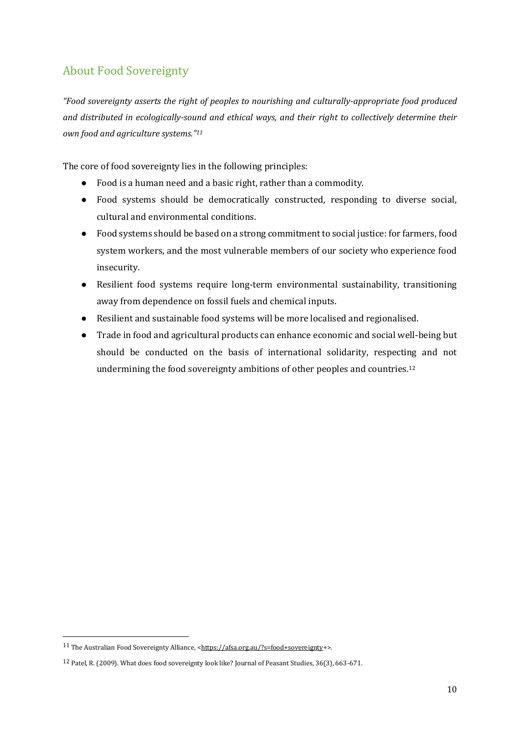## About Food Sovereignty

*"Food sovereignty asserts the right of peoples to nourishing and culturally-appropriate food produced and distributed in ecologically-sound and ethical ways, and their right to collectively determine their own food and agriculture systems."*[11]

The core of food sovereignty lies in the following principles:

- Food is a human need and a basic right, rather than a commodity.
- Food systems should be democratically constructed, responding to diverse social, cultural and environmental conditions.
- Food systems should be based on a strong commitment to social justice: for farmers, food system workers, and the most vulnerable members of our society who experience food insecurity.
- Resilient food systems require long-term environmental sustainability, transitioning away from dependence on fossil fuels and chemical inputs.
- Resilient and sustainable food systems will be more localised and regionalised.
- Trade in food and agricultural products can enhance economic and social well-being but should be conducted on the basis of international solidarity, respecting and not undermining the food sovereignty ambitions of other peoples and countries.[12]

---

[11] The Australian Food Sovereignty Alliance, <https://afsa.org.au/?s=food+sovereignty+>.

[12] Patel, R. (2009). What does food sovereignty look like? Journal of Peasant Studies, 36(3), 663-671.